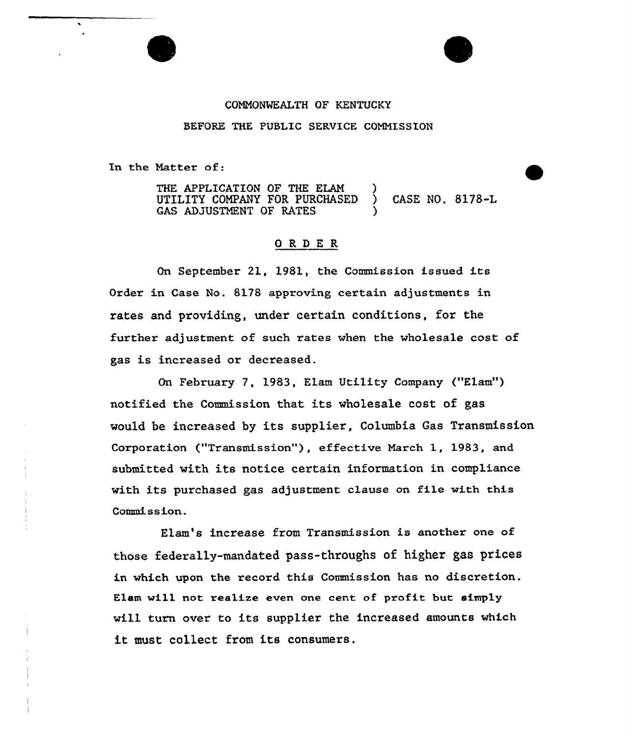COMMONWEALTH OF KENTUCKY

BEFORE THE PUBLIC SERVICE COMMISSION

In the Matter of:

THE APPLICATION OF THE ELAM UTILITY COMPANY FOR PURCHASED GAS ADJUSTMENT OF RATES ) CASE NO. 8178-L

## ORDER

On September 21, 1981, the Commission issued its Order in Case No. 8178 approving certain adjustments in rates and providing, under certain conditions, for the further adjustment of such rates when the wholesale cost of gas is increased or decreased.

On February 7, 1983, Elam Utility Company ("Elam") notified the Commission that its wholesale cost of gas would be increased by its supplier, Columbia Gas Transmission Corporation ("Transmission"), effective March 1, 1983, and submitted with its notice certain information in compliance with its purchased gas adjustment clause on file with this Commission.

Elam's increase from Transmission is another one of those federally-mandated pass-throughs of higher gas prices in which upon the record this Commission has no discretion. Elam will not realize even one cent of profit but simply will turn over to its supplier the increased amounts which it must collect from its consumers.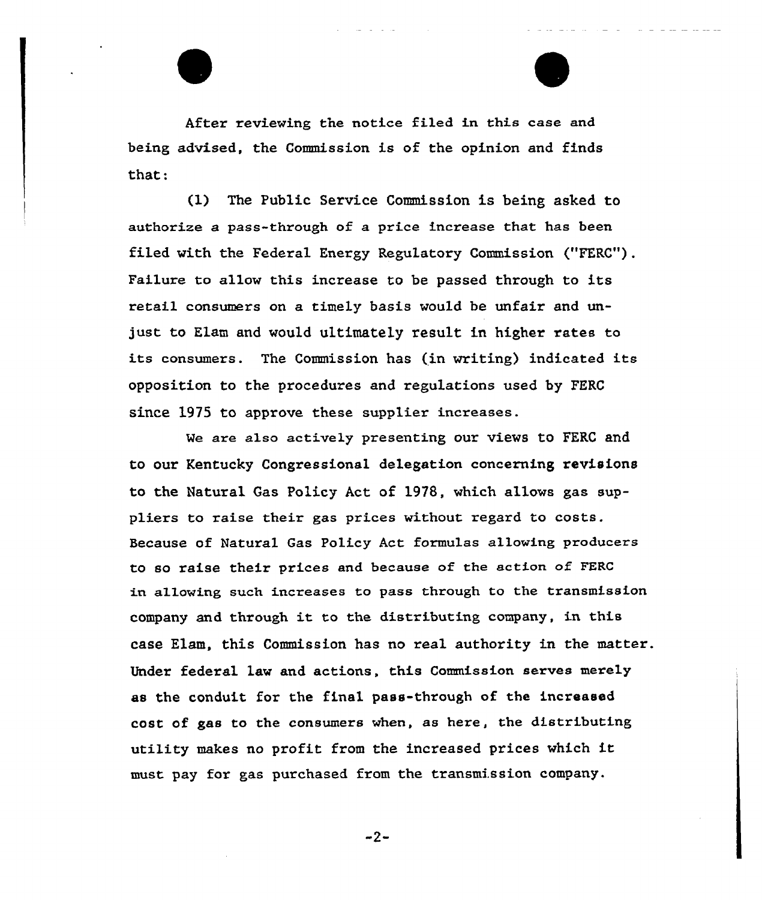After reviewing the notice filed in this case and being advised, the Commission is of the opinion and finds that:

(1) The Public Service Commission is being asked to authorize a pass-through of a price increase that has been filed with the Federal Energy Regulatory Commission ("FERC"). Failure to allow this increase to be passed through to its retail consumers on a timely basis would be unfair and unjust to Elam and would ultimately result in higher rates to its consumers. The Commission has (in writing) indicated its opposition to the procedures and regulations used by FERC since 1975 to approve these supplier increases.

We are also actively presenting our views to FERC and to our Kentucky Congressional delegation concerning revisions to the Natural Gas Policy Act of 1978, which allows gas suppliers to raise their gas prices without regard to costs. Because of Natural Gas Policy Act formulas allowing producers to so raise their prices and because of the action of FERC in allowing such increases to pass through to the transmission company and through it to the distributing company, in this case Elam, this Commission has no real authority in the matter. Under federal law and actions, this Commission serves merely as the conduit for the final pass-through of the increased cost of gas to the consumers when, as here, the distributing utility makes no profit from the increased prices which it must pay for gas purchased from the transmission company.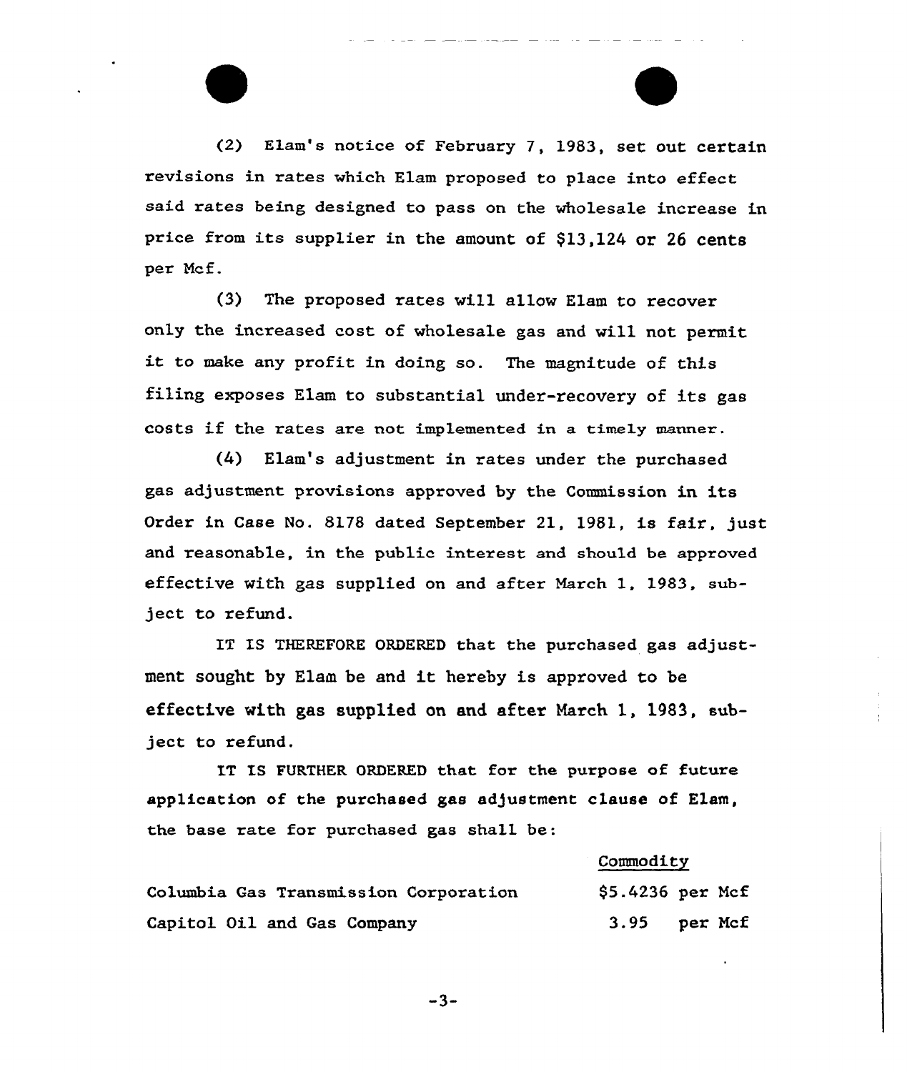(2) Elam's notice of February 7, 1983, set out certain revisions in rates which Elam proposed to place into effect said rates being designed to pass on the wholesale increase in price from its supplier in the amount of $13,124 or 26 cents per Mcf.

(3) The proposed rates will allow Elam to recover only the increased cost of wholesale gas and will not permit it to make any profit in doing so. The magnitude of this filing exposes Elam to substantial under-recovery of its gas costs if the rates are not implemented in a timely manner.

(4) Elam's adjustment in rates under the purchased gas adjustment provisions approved by the Commission in its Order in Case No. 8178 dated September 21, 1981, is fair, just and reasonable, in the public interest and should be approved effective with gas supplied on and after March 1, 1983, subject to refund.

IT IS THEREFORE ORDERED that the purchased gas adjustment sought by Elam be and it hereby is approved to be effective with gas supplied on and after March 1, 1983, subject to refund.

IT IS FURTHER ORDERED that for the purpose of future application of the purchased gas adjustment clause of Elam, the base rate for purchased gas shall be:

| | Commodity |
|---|---|
| Columbia Gas Transmission Corporation | $5.4236 per Mcf |
| Capitol Oil and Gas Company | 3.95 per Mcf |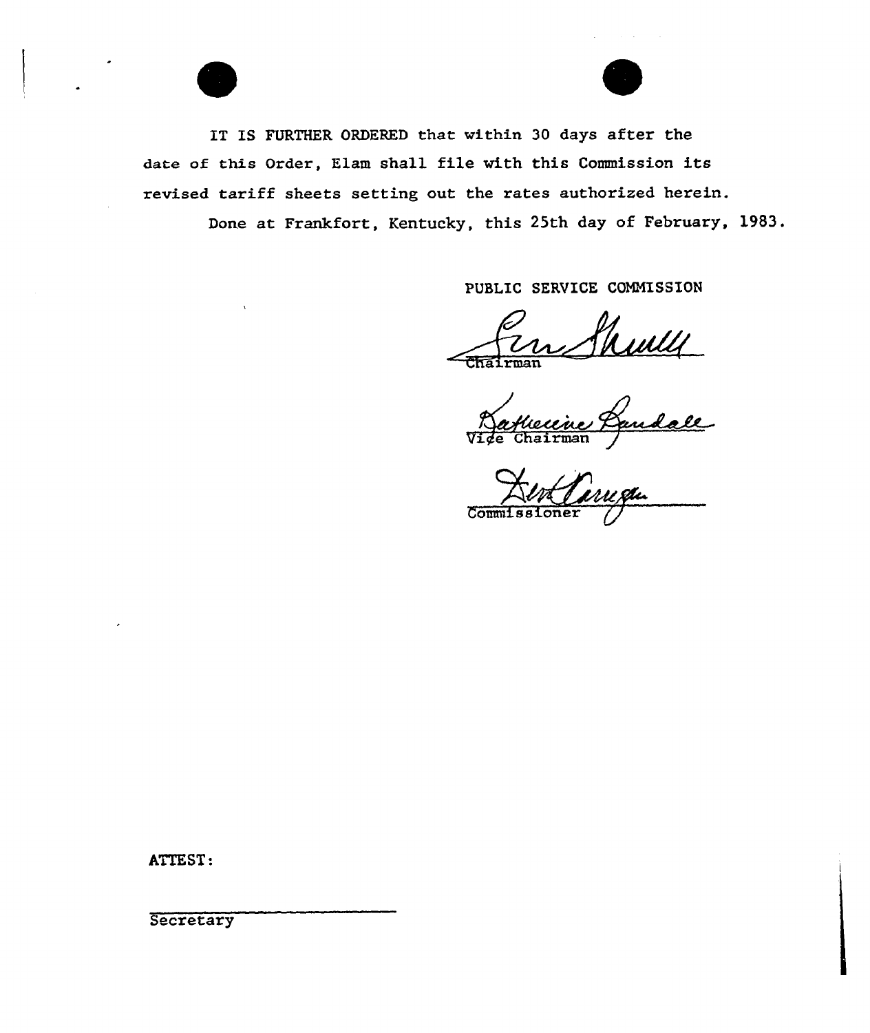IT IS FURTHER ORDERED that within 30 days after the date of this Order, Elam shall file with this Commission its revised tariff sheets setting out the rates authorized herein.

Done at Frankfort, Kentucky, this 25th day of February, 1983.

PUBLIC SERVICE COMMISSION

Chairman

Vice Chairman

Commissioner

ATTEST:

Secretary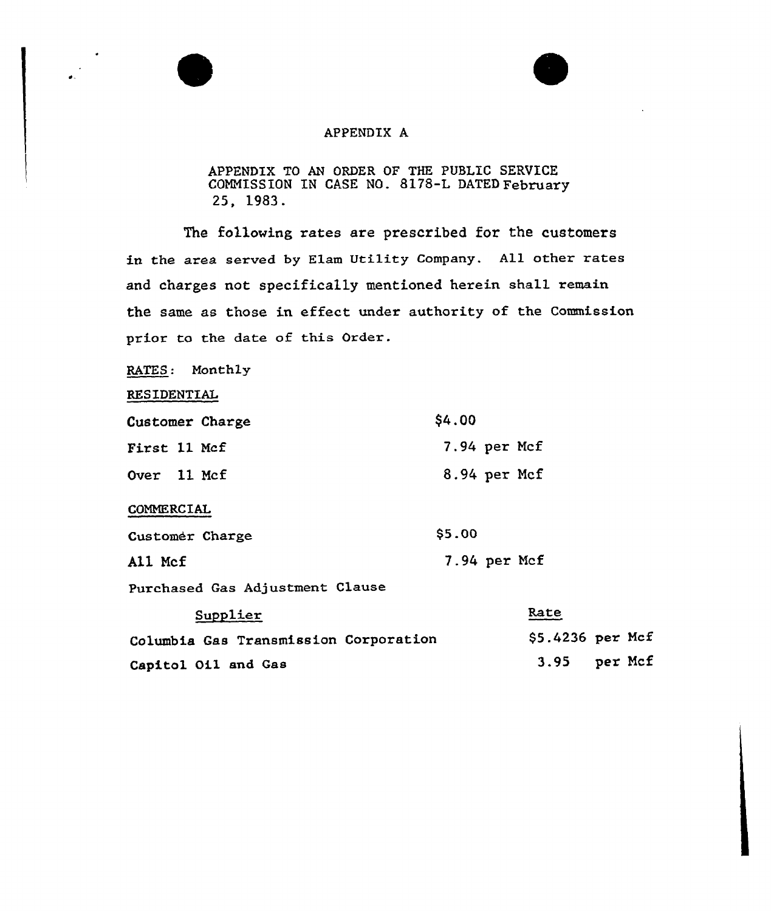# APPENDIX A

APPENDIX TO AN ORDER OF THE PUBLIC SERVICE COMMISSION IN CASE NO. 8178-L DATED February 25, 1983.

The following rates are prescribed for the customers in the area served by Elam Utility Company. All other rates and charges not specifically mentioned herein shall remain the same as those in effect under authority of the Commission prior to the date of this Order.

RATES: Monthly

RESIDENTIAL

| | |
|---|---|
| Customer Charge | $4.00 |
| First 11 Mcf | 7.94 per Mcf |
| Over 11 Mcf | 8.94 per Mcf |

COMMERCIAL

| | |
|---|---|
| Customer Charge | $5.00 |
| All Mcf | 7.94 per Mcf |

Purchased Gas Adjustment Clause

| Supplier | Rate |
|---|---|
| Columbia Gas Transmission Corporation | $5.4236 per Mcf |
| Capitol Oil and Gas | 3.95 per Mcf |